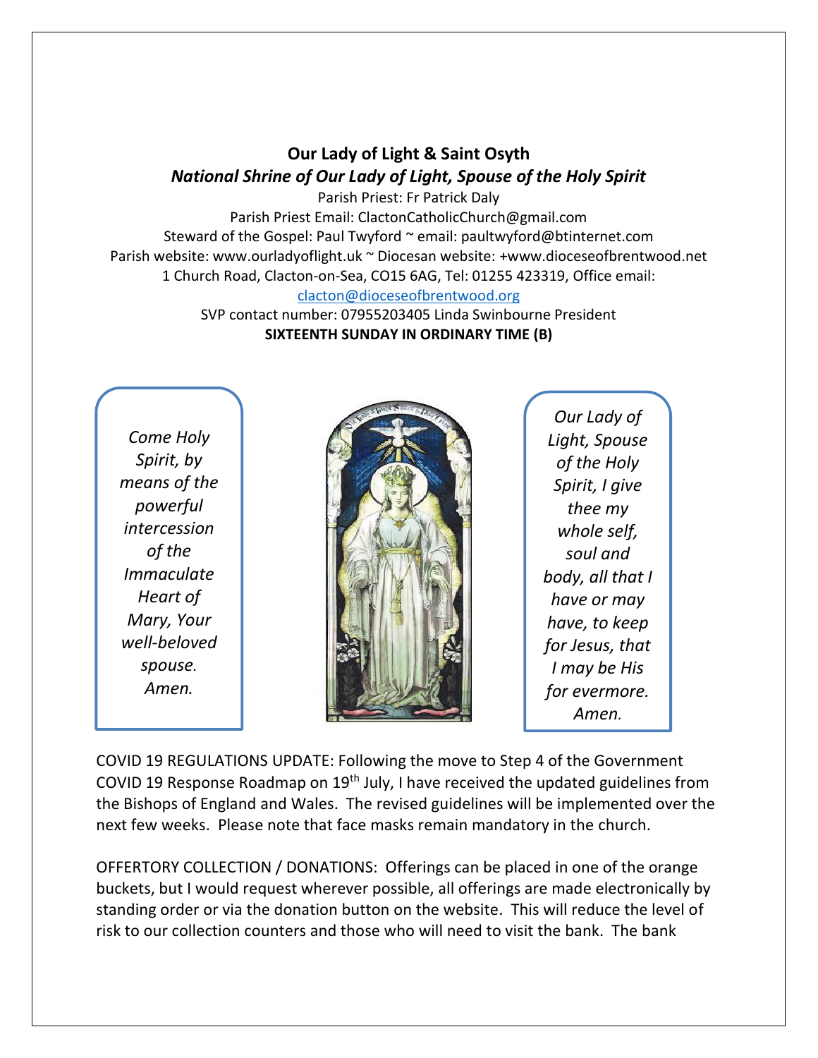# Our Lady of Light & Saint Osyth

## *National Shrine of Our Lady of Light, Spouse of the Holy Spirit*

Parish Priest: Fr Patrick Daly

Parish Priest Email: ClactonCatholicChurch@gmail.com

Steward of the Gospel: Paul Twyford ~ email: paultwyford@btinternet.com

Parish website: www.ourladyoflight.uk ~ Diocesan website: +www.dioceseofbrentwood.net

1 Church Road, Clacton-on-Sea, CO15 6AG, Tel: 01255 423319, Office email: clacton@dioceseofbrentwood.org

SVP contact number: 07955203405 Linda Swinbourne President

**SIXTEENTH SUNDAY IN ORDINARY TIME (B)**

*Come Holy Spirit, by means of the powerful intercession of the Immaculate Heart of Mary, Your well-beloved spouse. Amen.*

*Our Lady of Light, Spouse of the Holy Spirit, I give thee my whole self, soul and body, all that I have or may have, to keep for Jesus, that I may be His for evermore. Amen.*

COVID 19 REGULATIONS UPDATE: Following the move to Step 4 of the Government COVID 19 Response Roadmap on 19th July, I have received the updated guidelines from the Bishops of England and Wales. The revised guidelines will be implemented over the next few weeks. Please note that face masks remain mandatory in the church.

OFFERTORY COLLECTION / DONATIONS: Offerings can be placed in one of the orange buckets, but I would request wherever possible, all offerings are made electronically by standing order or via the donation button on the website. This will reduce the level of risk to our collection counters and those who will need to visit the bank. The bank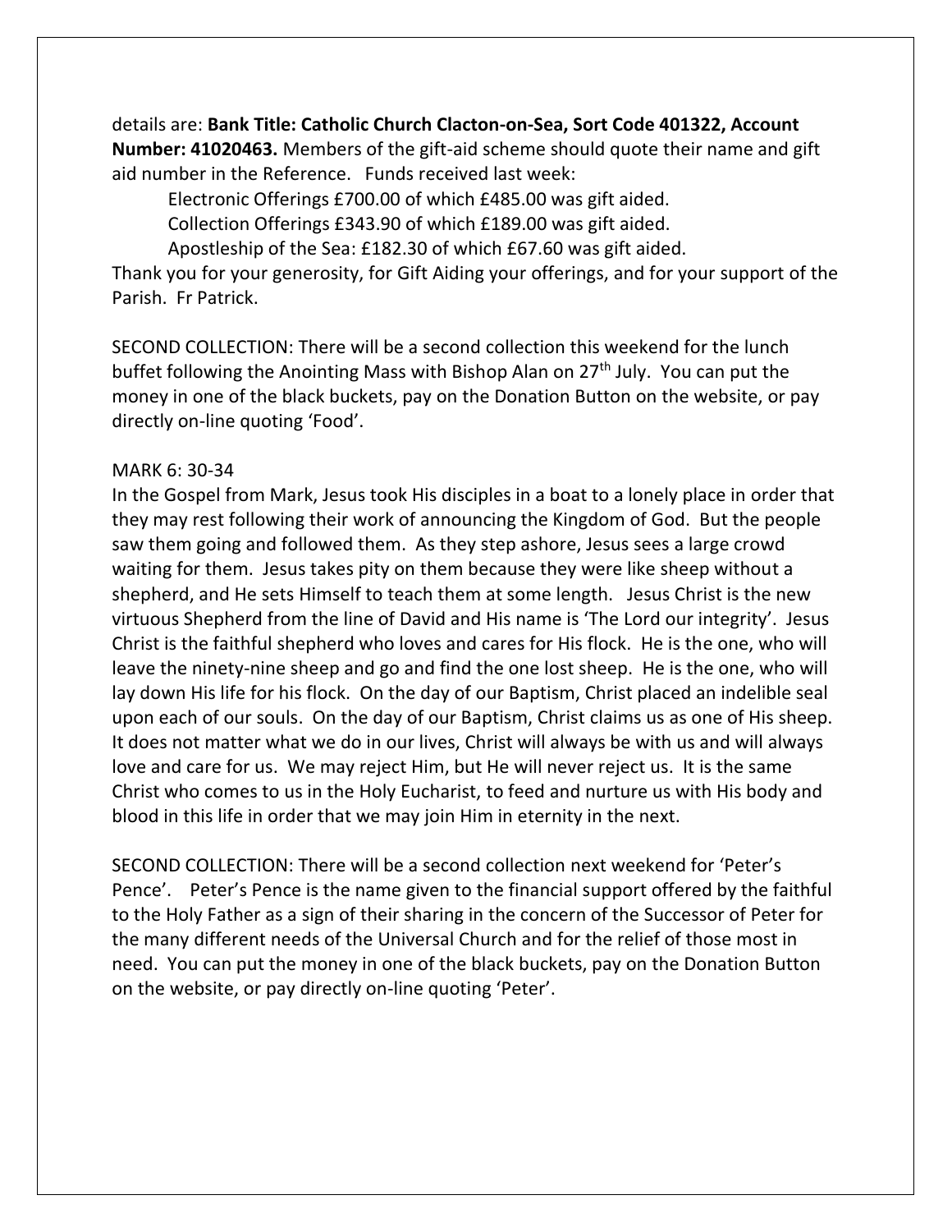details are: **Bank Title: Catholic Church Clacton-on-Sea, Sort Code 401322, Account Number: 41020463.** Members of the gift-aid scheme should quote their name and gift aid number in the Reference. Funds received last week:

Electronic Offerings £700.00 of which £485.00 was gift aided.
Collection Offerings £343.90 of which £189.00 was gift aided.
Apostleship of the Sea: £182.30 of which £67.60 was gift aided.

Thank you for your generosity, for Gift Aiding your offerings, and for your support of the Parish. Fr Patrick.

SECOND COLLECTION: There will be a second collection this weekend for the lunch buffet following the Anointing Mass with Bishop Alan on 27th July. You can put the money in one of the black buckets, pay on the Donation Button on the website, or pay directly on-line quoting 'Food'.

MARK 6: 30-34

In the Gospel from Mark, Jesus took His disciples in a boat to a lonely place in order that they may rest following their work of announcing the Kingdom of God. But the people saw them going and followed them. As they step ashore, Jesus sees a large crowd waiting for them. Jesus takes pity on them because they were like sheep without a shepherd, and He sets Himself to teach them at some length. Jesus Christ is the new virtuous Shepherd from the line of David and His name is 'The Lord our integrity'. Jesus Christ is the faithful shepherd who loves and cares for His flock. He is the one, who will leave the ninety-nine sheep and go and find the one lost sheep. He is the one, who will lay down His life for his flock. On the day of our Baptism, Christ placed an indelible seal upon each of our souls. On the day of our Baptism, Christ claims us as one of His sheep. It does not matter what we do in our lives, Christ will always be with us and will always love and care for us. We may reject Him, but He will never reject us. It is the same Christ who comes to us in the Holy Eucharist, to feed and nurture us with His body and blood in this life in order that we may join Him in eternity in the next.

SECOND COLLECTION: There will be a second collection next weekend for 'Peter's Pence'. Peter's Pence is the name given to the financial support offered by the faithful to the Holy Father as a sign of their sharing in the concern of the Successor of Peter for the many different needs of the Universal Church and for the relief of those most in need. You can put the money in one of the black buckets, pay on the Donation Button on the website, or pay directly on-line quoting 'Peter'.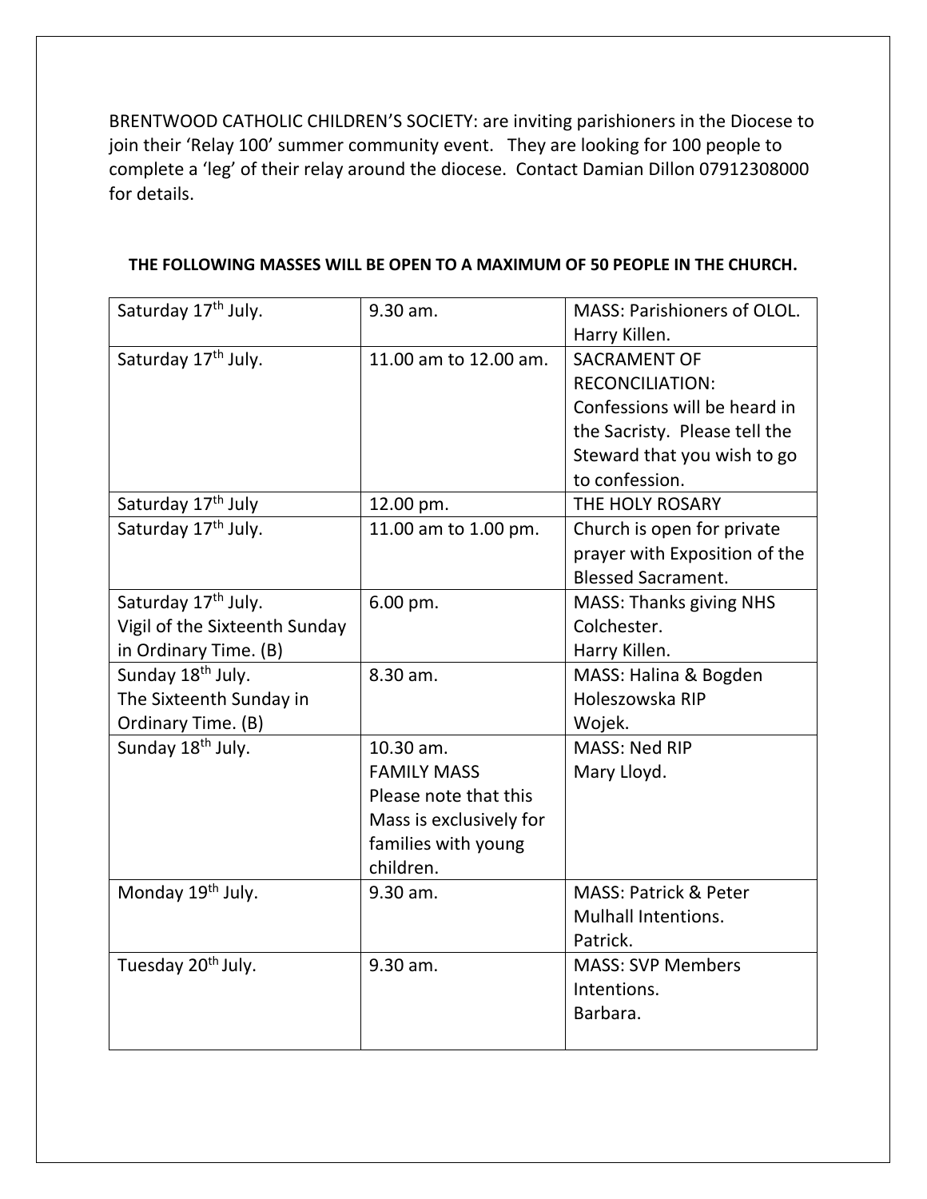BRENTWOOD CATHOLIC CHILDREN'S SOCIETY: are inviting parishioners in the Diocese to join their 'Relay 100' summer community event. They are looking for 100 people to complete a 'leg' of their relay around the diocese. Contact Damian Dillon 07912308000 for details.

**THE FOLLOWING MASSES WILL BE OPEN TO A MAXIMUM OF 50 PEOPLE IN THE CHURCH.**

| | | |
|---|---|---|
| Saturday 17th July. | 9.30 am. | MASS: Parishioners of OLOL. Harry Killen. |
| Saturday 17th July. | 11.00 am to 12.00 am. | SACRAMENT OF RECONCILIATION: Confessions will be heard in the Sacristy. Please tell the Steward that you wish to go to confession. |
| Saturday 17th July | 12.00 pm. | THE HOLY ROSARY |
| Saturday 17th July. | 11.00 am to 1.00 pm. | Church is open for private prayer with Exposition of the Blessed Sacrament. |
| Saturday 17th July. Vigil of the Sixteenth Sunday in Ordinary Time. (B) | 6.00 pm. | MASS: Thanks giving NHS Colchester. Harry Killen. |
| Sunday 18th July. The Sixteenth Sunday in Ordinary Time. (B) | 8.30 am. | MASS: Halina & Bogden Holeszowska RIP Wojek. |
| Sunday 18th July. | 10.30 am. FAMILY MASS Please note that this Mass is exclusively for families with young children. | MASS: Ned RIP Mary Lloyd. |
| Monday 19th July. | 9.30 am. | MASS: Patrick & Peter Mulhall Intentions. Patrick. |
| Tuesday 20th July. | 9.30 am. | MASS: SVP Members Intentions. Barbara. |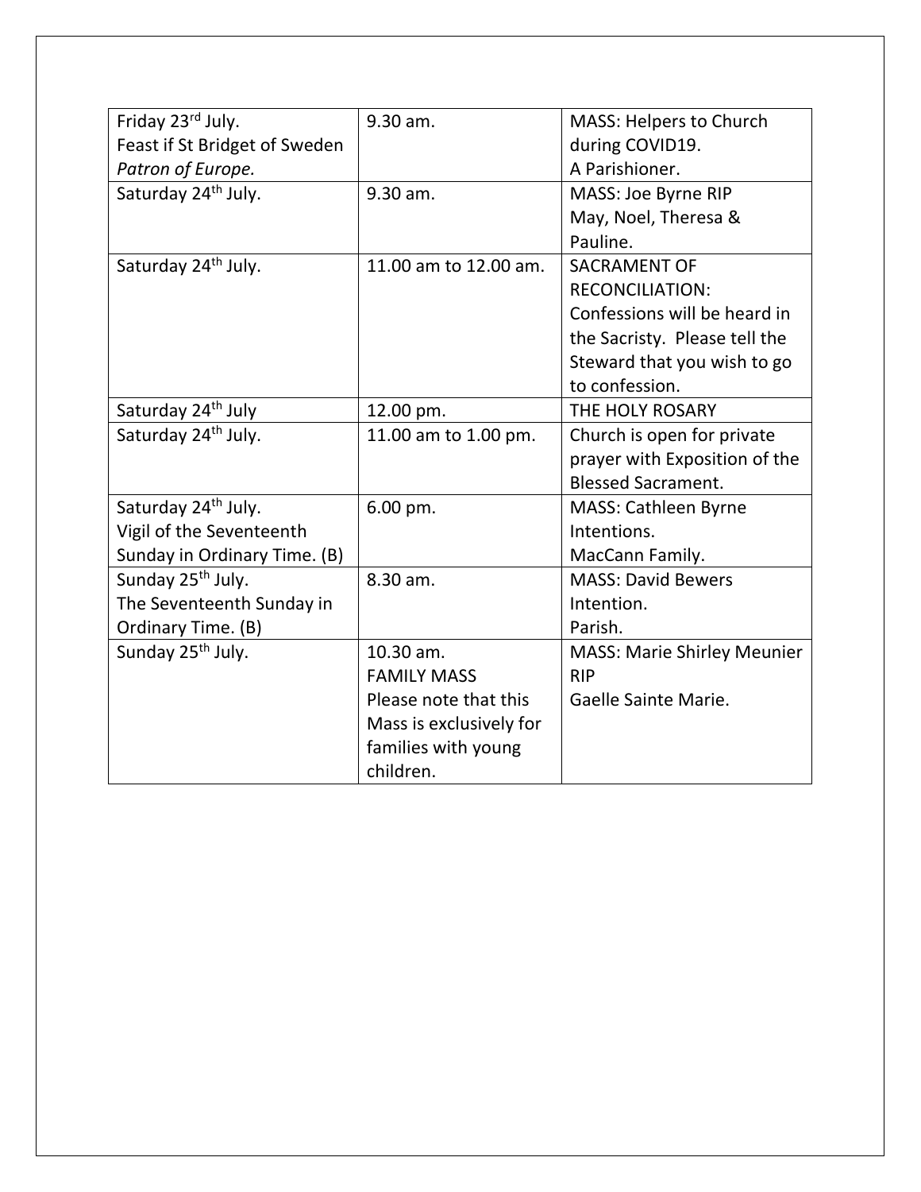| | | |
|---|---|---|
| Friday 23rd July.<br>Feast if St Bridget of Sweden<br>*Patron of Europe.* | 9.30 am. | MASS: Helpers to Church during COVID19.<br>A Parishioner. |
| Saturday 24th July. | 9.30 am. | MASS: Joe Byrne RIP<br>May, Noel, Theresa & Pauline. |
| Saturday 24th July. | 11.00 am to 12.00 am. | SACRAMENT OF RECONCILIATION:<br>Confessions will be heard in the Sacristy. Please tell the Steward that you wish to go to confession. |
| Saturday 24th July | 12.00 pm. | THE HOLY ROSARY |
| Saturday 24th July. | 11.00 am to 1.00 pm. | Church is open for private prayer with Exposition of the Blessed Sacrament. |
| Saturday 24th July.<br>Vigil of the Seventeenth Sunday in Ordinary Time. (B) | 6.00 pm. | MASS: Cathleen Byrne Intentions.<br>MacCann Family. |
| Sunday 25th July.<br>The Seventeenth Sunday in Ordinary Time. (B) | 8.30 am. | MASS: David Bewers Intention.<br>Parish. |
| Sunday 25th July. | 10.30 am.<br>FAMILY MASS<br>Please note that this Mass is exclusively for families with young children. | MASS: Marie Shirley Meunier RIP<br>Gaelle Sainte Marie. |